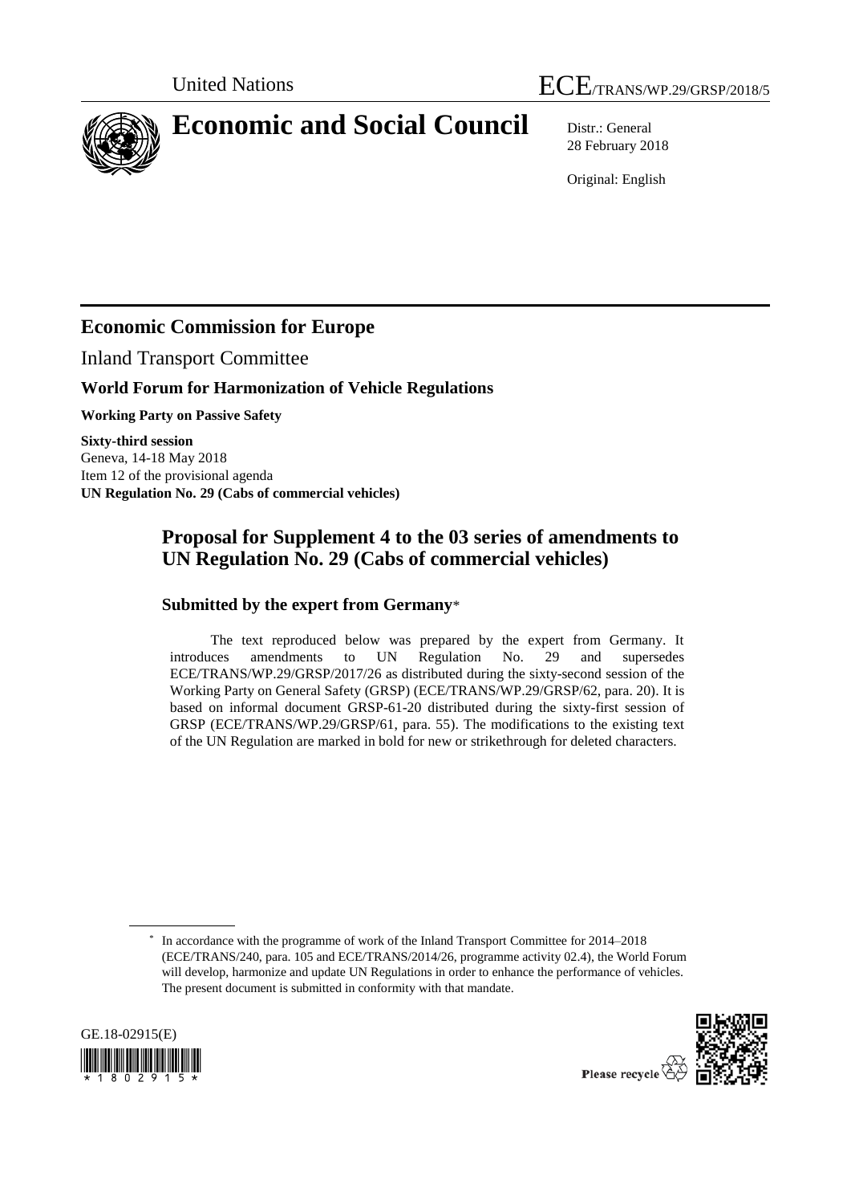United Nations

ECE/TRANS/WP.29/GRSP/2018/5

# Economic and Social Council

Distr.: General
28 February 2018

Original: English

## Economic Commission for Europe

Inland Transport Committee

### World Forum for Harmonization of Vehicle Regulations

**Working Party on Passive Safety**

**Sixty-third session**
Geneva, 14-18 May 2018
Item 12 of the provisional agenda
**UN Regulation No. 29 (Cabs of commercial vehicles)**

## Proposal for Supplement 4 to the 03 series of amendments to UN Regulation No. 29 (Cabs of commercial vehicles)

### Submitted by the expert from Germany*

The text reproduced below was prepared by the expert from Germany. It introduces amendments to UN Regulation No. 29 and supersedes ECE/TRANS/WP.29/GRSP/2017/26 as distributed during the sixty-second session of the Working Party on General Safety (GRSP) (ECE/TRANS/WP.29/GRSP/62, para. 20). It is based on informal document GRSP-61-20 distributed during the sixty-first session of GRSP (ECE/TRANS/WP.29/GRSP/61, para. 55). The modifications to the existing text of the UN Regulation are marked in bold for new or strikethrough for deleted characters.

* In accordance with the programme of work of the Inland Transport Committee for 2014–2018 (ECE/TRANS/240, para. 105 and ECE/TRANS/2014/26, programme activity 02.4), the World Forum will develop, harmonize and update UN Regulations in order to enhance the performance of vehicles. The present document is submitted in conformity with that mandate.

GE.18-02915(E)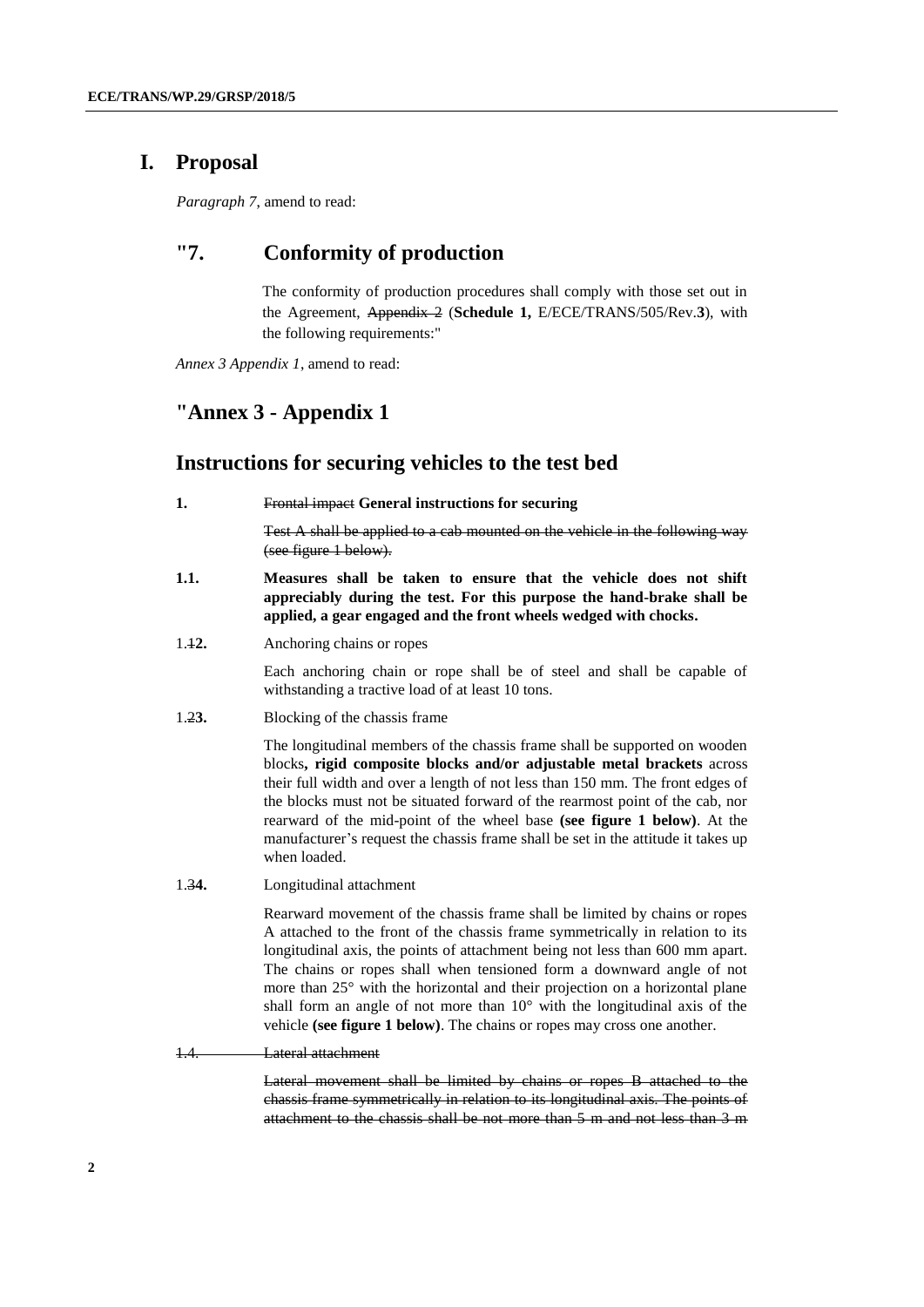# I. Proposal

*Paragraph 7*, amend to read:

## "7. Conformity of production

The conformity of production procedures shall comply with those set out in the Agreement, ~~Appendix 2~~ (**Schedule 1,** E/ECE/TRANS/505/Rev.**3**), with the following requirements:"

*Annex 3 Appendix 1*, amend to read:

## "Annex 3 - Appendix 1

## Instructions for securing vehicles to the test bed

**1.** ~~Frontal impact~~ **General instructions for securing**

~~Test A shall be applied to a cab mounted on the vehicle in the following way (see figure 1 below).~~

**1.1. Measures shall be taken to ensure that the vehicle does not shift appreciably during the test. For this purpose the hand-brake shall be applied, a gear engaged and the front wheels wedged with chocks.**

1.~~1~~**2.** Anchoring chains or ropes

Each anchoring chain or rope shall be of steel and shall be capable of withstanding a tractive load of at least 10 tons.

1.~~2~~**3.** Blocking of the chassis frame

The longitudinal members of the chassis frame shall be supported on wooden blocks**, rigid composite blocks and/or adjustable metal brackets** across their full width and over a length of not less than 150 mm. The front edges of the blocks must not be situated forward of the rearmost point of the cab, nor rearward of the mid-point of the wheel base **(see figure 1 below)**. At the manufacturer's request the chassis frame shall be set in the attitude it takes up when loaded.

1.~~3~~**4.** Longitudinal attachment

Rearward movement of the chassis frame shall be limited by chains or ropes A attached to the front of the chassis frame symmetrically in relation to its longitudinal axis, the points of attachment being not less than 600 mm apart. The chains or ropes shall when tensioned form a downward angle of not more than 25° with the horizontal and their projection on a horizontal plane shall form an angle of not more than 10° with the longitudinal axis of the vehicle **(see figure 1 below)**. The chains or ropes may cross one another.

~~1.4. Lateral attachment~~

~~Lateral movement shall be limited by chains or ropes B attached to the chassis frame symmetrically in relation to its longitudinal axis. The points of attachment to the chassis shall be not more than 5 m and not less than 3 m~~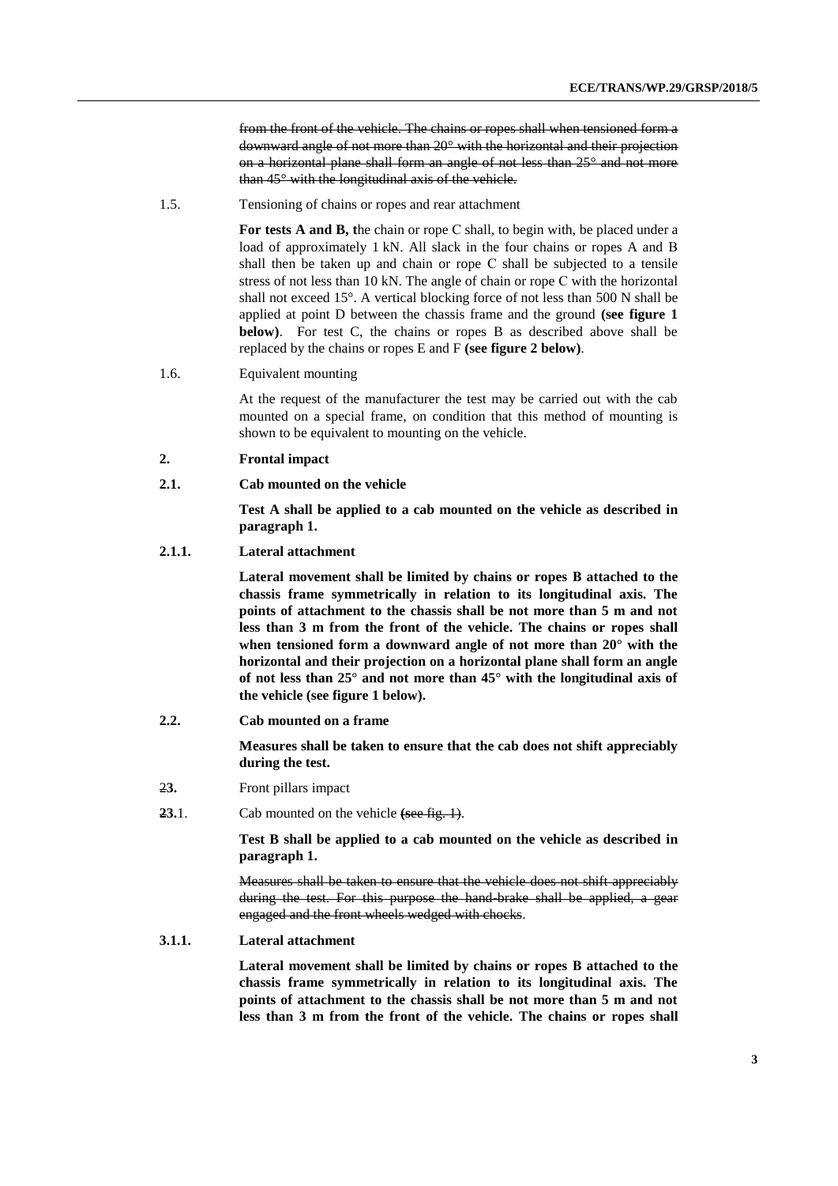~~from the front of the vehicle. The chains or ropes shall when tensioned form a downward angle of not more than 20° with the horizontal and their projection on a horizontal plane shall form an angle of not less than 25° and not more than 45° with the longitudinal axis of the vehicle.~~

1.5. Tensioning of chains or ropes and rear attachment

**For tests A and B, t**he chain or rope C shall, to begin with, be placed under a load of approximately 1 kN. All slack in the four chains or ropes A and B shall then be taken up and chain or rope C shall be subjected to a tensile stress of not less than 10 kN. The angle of chain or rope C with the horizontal shall not exceed 15°. A vertical blocking force of not less than 500 N shall be applied at point D between the chassis frame and the ground **(see figure 1 below)**. For test C, the chains or ropes B as described above shall be replaced by the chains or ropes E and F **(see figure 2 below)**.

1.6. Equivalent mounting

At the request of the manufacturer the test may be carried out with the cab mounted on a special frame, on condition that this method of mounting is shown to be equivalent to mounting on the vehicle.

**2. Frontal impact**

**2.1. Cab mounted on the vehicle**

**Test A shall be applied to a cab mounted on the vehicle as described in paragraph 1.**

**2.1.1. Lateral attachment**

**Lateral movement shall be limited by chains or ropes B attached to the chassis frame symmetrically in relation to its longitudinal axis. The points of attachment to the chassis shall be not more than 5 m and not less than 3 m from the front of the vehicle. The chains or ropes shall when tensioned form a downward angle of not more than 20° with the horizontal and their projection on a horizontal plane shall form an angle of not less than 25° and not more than 45° with the longitudinal axis of the vehicle (see figure 1 below).**

**2.2. Cab mounted on a frame**

**Measures shall be taken to ensure that the cab does not shift appreciably during the test.**

~~2~~**3.** Front pillars impact

~~2~~**3.**1. Cab mounted on the vehicle ~~(see fig. 1)~~.

**Test B shall be applied to a cab mounted on the vehicle as described in paragraph 1.**

~~Measures shall be taken to ensure that the vehicle does not shift appreciably during the test. For this purpose the hand-brake shall be applied, a gear engaged and the front wheels wedged with chocks~~.

**3.1.1. Lateral attachment**

**Lateral movement shall be limited by chains or ropes B attached to the chassis frame symmetrically in relation to its longitudinal axis. The points of attachment to the chassis shall be not more than 5 m and not less than 3 m from the front of the vehicle. The chains or ropes shall**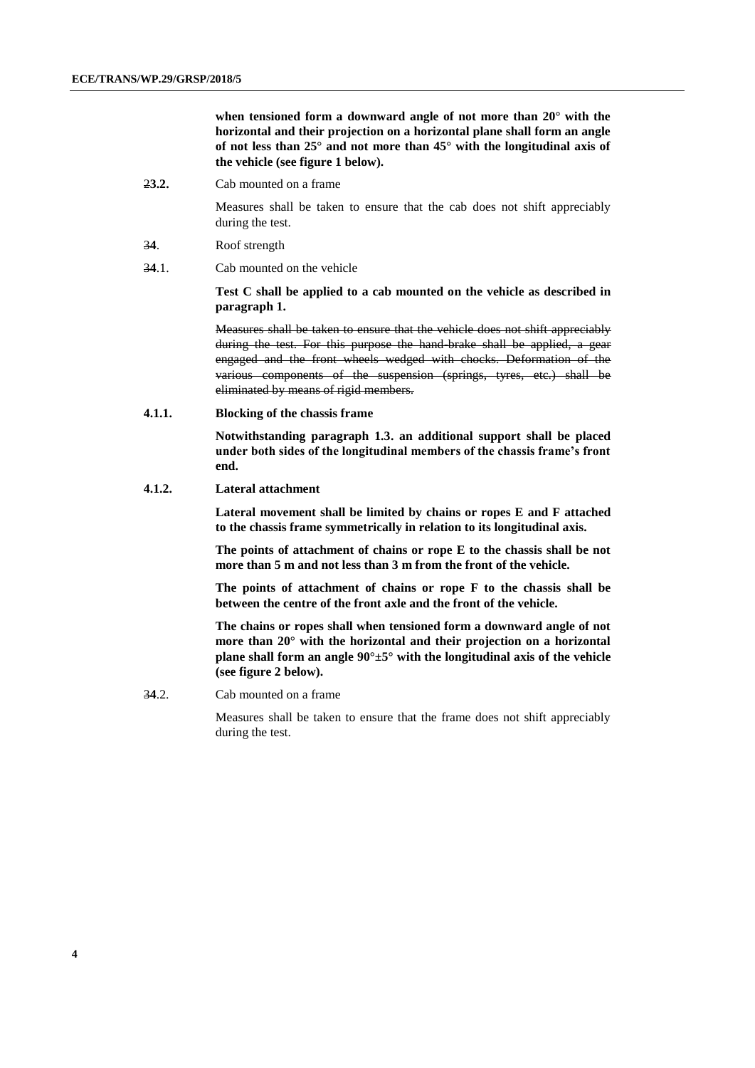**when tensioned form a downward angle of not more than 20° with the horizontal and their projection on a horizontal plane shall form an angle of not less than 25° and not more than 45° with the longitudinal axis of the vehicle (see figure 1 below).**

~~2~~**3.2.** Cab mounted on a frame

Measures shall be taken to ensure that the cab does not shift appreciably during the test.

~~3~~**4**. Roof strength

~~3~~**4**.1. Cab mounted on the vehicle

**Test C shall be applied to a cab mounted on the vehicle as described in paragraph 1.**

~~Measures shall be taken to ensure that the vehicle does not shift appreciably during the test. For this purpose the hand-brake shall be applied, a gear engaged and the front wheels wedged with chocks. Deformation of the various components of the suspension (springs, tyres, etc.) shall be eliminated by means of rigid members.~~

**4.1.1. Blocking of the chassis frame**

**Notwithstanding paragraph 1.3. an additional support shall be placed under both sides of the longitudinal members of the chassis frame's front end.**

**4.1.2. Lateral attachment**

**Lateral movement shall be limited by chains or ropes E and F attached to the chassis frame symmetrically in relation to its longitudinal axis.**

**The points of attachment of chains or rope E to the chassis shall be not more than 5 m and not less than 3 m from the front of the vehicle.**

**The points of attachment of chains or rope F to the chassis shall be between the centre of the front axle and the front of the vehicle.**

**The chains or ropes shall when tensioned form a downward angle of not more than 20° with the horizontal and their projection on a horizontal plane shall form an angle 90°±5° with the longitudinal axis of the vehicle (see figure 2 below).**

~~3~~**4**.2. Cab mounted on a frame

Measures shall be taken to ensure that the frame does not shift appreciably during the test.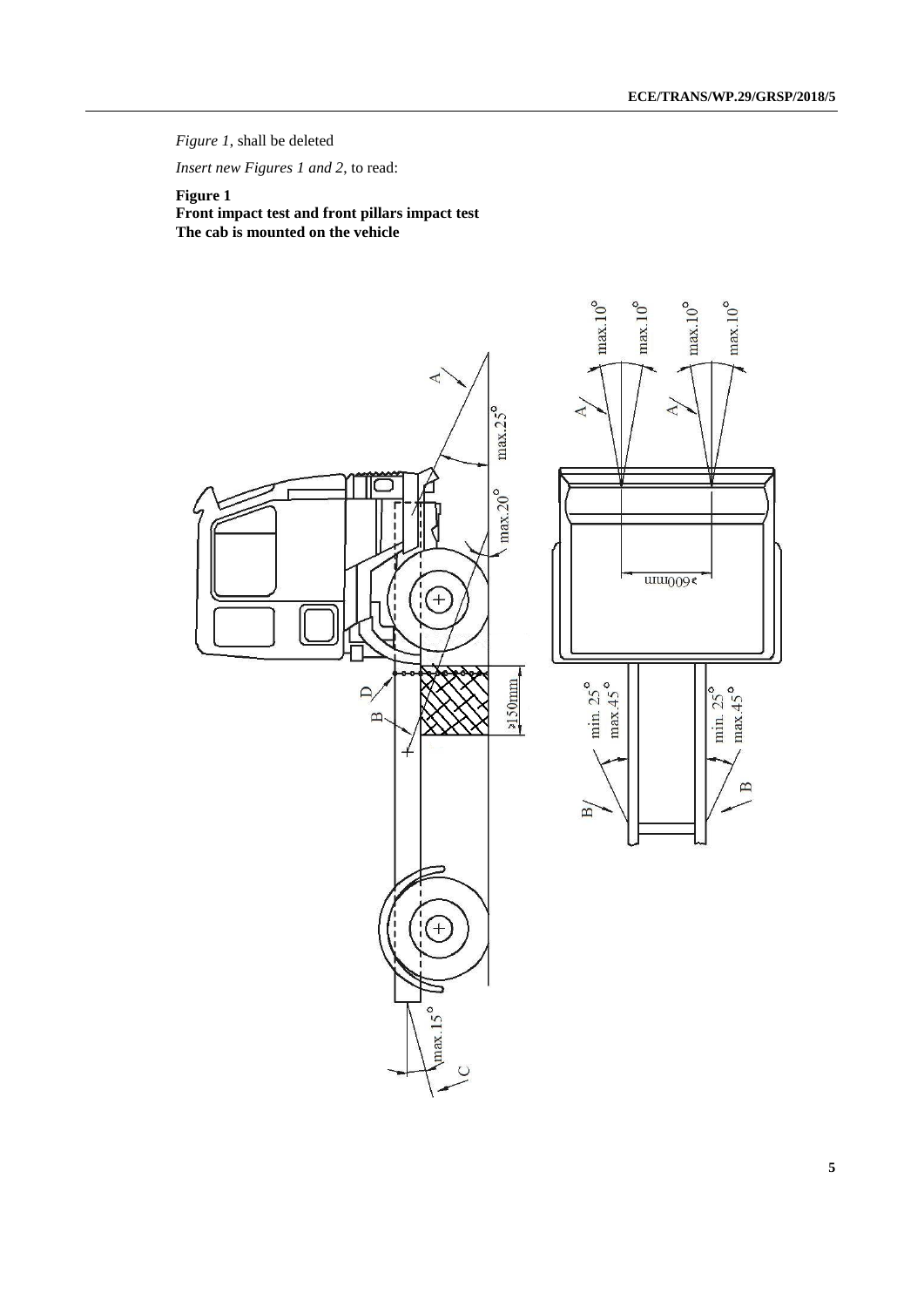*Figure 1*, shall be deleted

*Insert new Figures 1 and 2*, to read:

**Figure 1**
**Front impact test and front pillars impact test**
**The cab is mounted on the vehicle**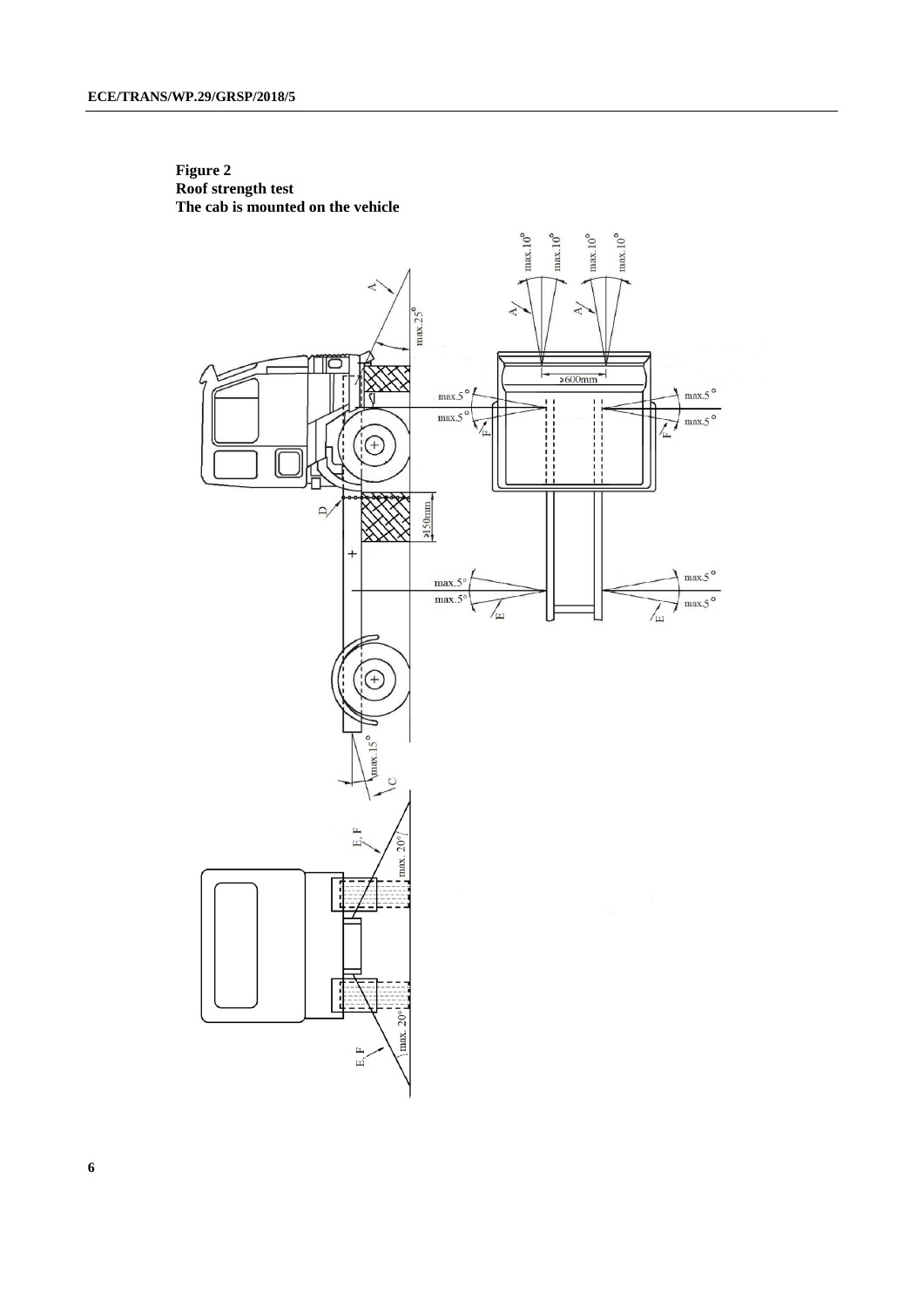**Figure 2**
**Roof strength test**
**The cab is mounted on the vehicle**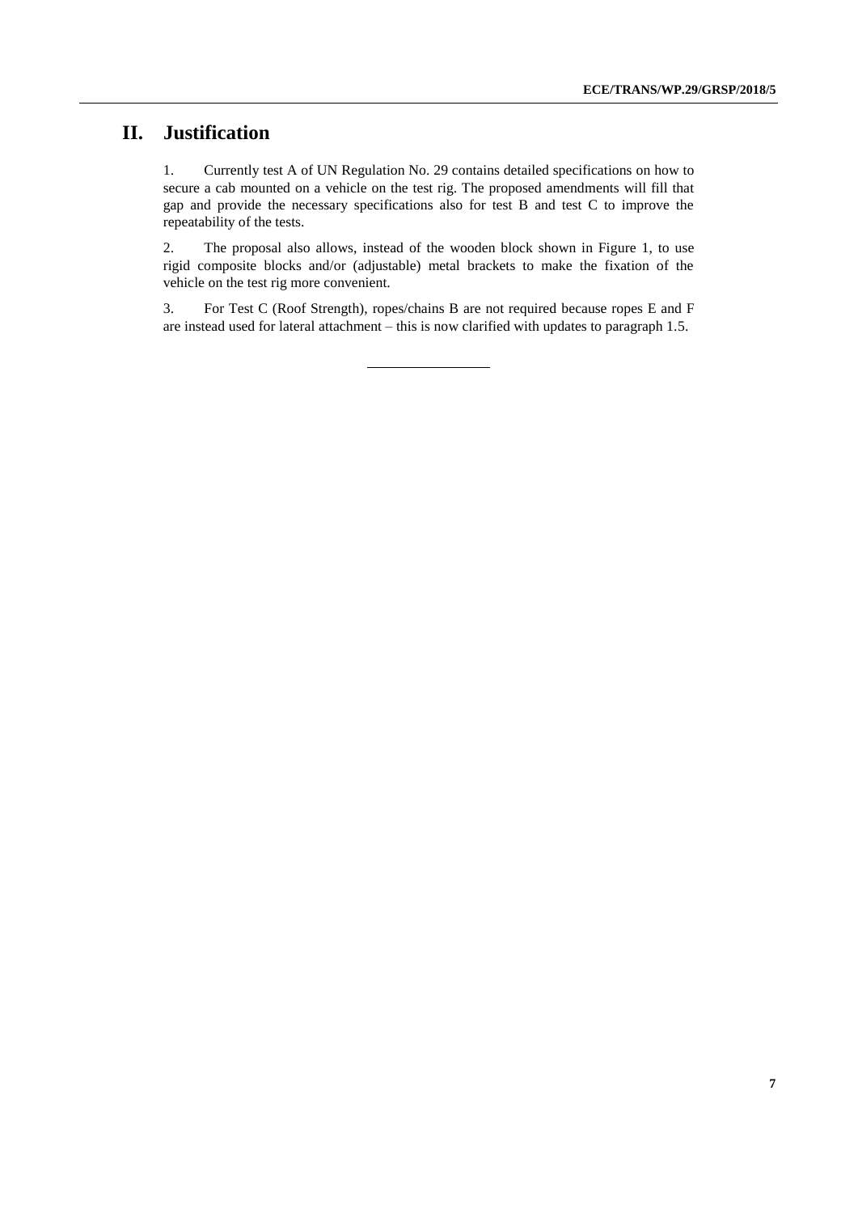## II. Justification

1. Currently test A of UN Regulation No. 29 contains detailed specifications on how to secure a cab mounted on a vehicle on the test rig. The proposed amendments will fill that gap and provide the necessary specifications also for test B and test C to improve the repeatability of the tests.

2. The proposal also allows, instead of the wooden block shown in Figure 1, to use rigid composite blocks and/or (adjustable) metal brackets to make the fixation of the vehicle on the test rig more convenient.

3. For Test C (Roof Strength), ropes/chains B are not required because ropes E and F are instead used for lateral attachment – this is now clarified with updates to paragraph 1.5.